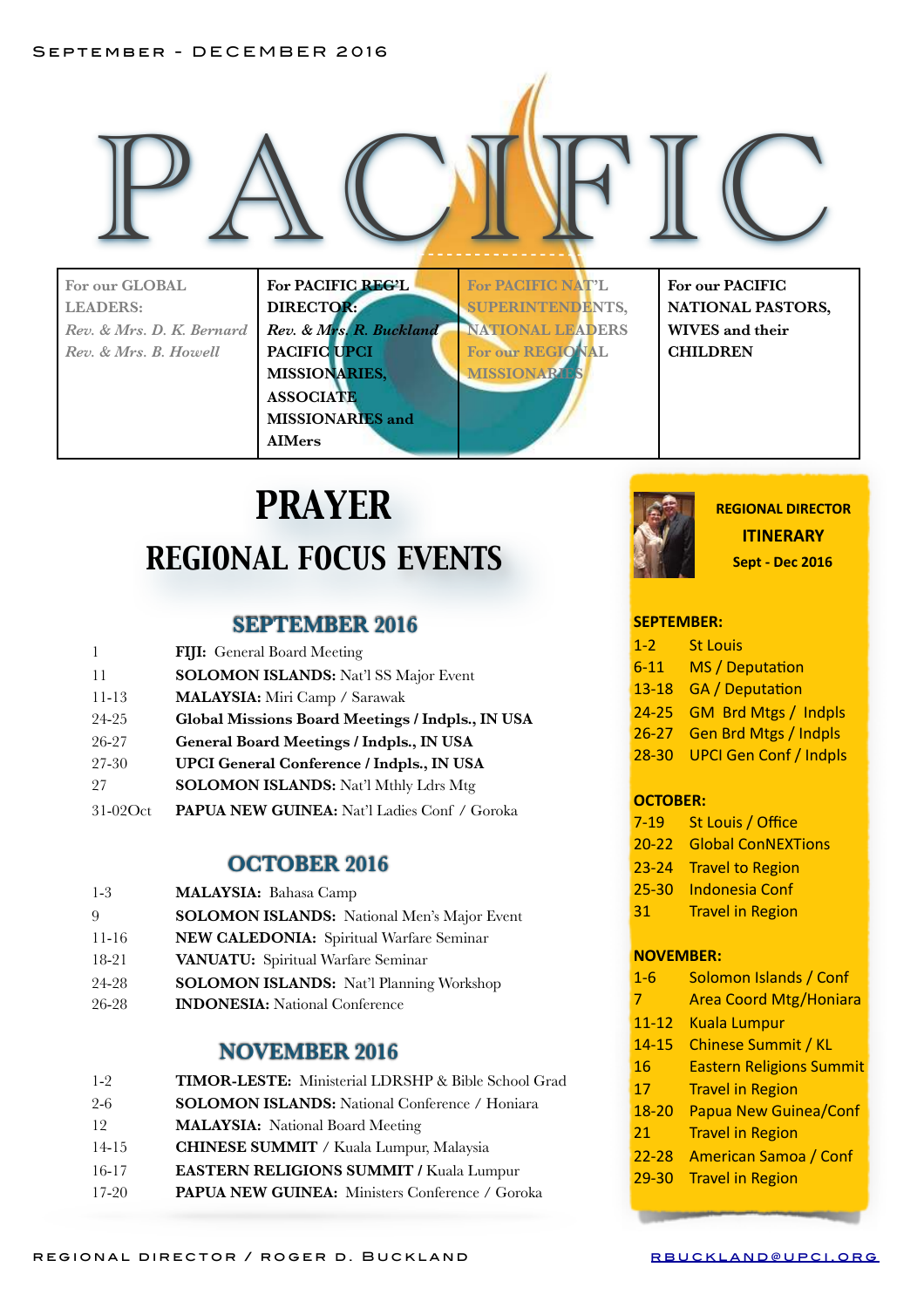SEPTEMBER - DECEMBER 2016

# PACIFIC

| For our GLOBAL LEADERS: *Rev. & Mrs. D. K. Bernard* *Rev. & Mrs. B. Howell* | **For PACIFIC REG'L DIRECTOR:** ***Rev. & Mrs. R. Buckland*** **PACIFIC UPCI MISSIONARIES, ASSOCIATE MISSIONARIES and AIMers** | **For PACIFIC NAT'L SUPERINTENDENTS, NATIONAL LEADERS For our REGIONAL MISSIONARIES** | **For our PACIFIC NATIONAL PASTORS, WIVES and their CHILDREN** |
|---|---|---|---|

# PRAYER

## REGIONAL FOCUS EVENTS

### SEPTEMBER 2016

| | |
|---|---|
| 1 | **FIJI:** General Board Meeting |
| 11 | **SOLOMON ISLANDS:** Nat'l SS Major Event |
| 11-13 | **MALAYSIA:** Miri Camp / Sarawak |
| 24-25 | **Global Missions Board Meetings / Indpls., IN USA** |
| 26-27 | **General Board Meetings / Indpls., IN USA** |
| 27-30 | **UPCI General Conference / Indpls., IN USA** |
| 27 | **SOLOMON ISLANDS:** Nat'l Mthly Ldrs Mtg |
| 31-02Oct | **PAPUA NEW GUINEA:** Nat'l Ladies Conf / Goroka |

### OCTOBER 2016

| | |
|---|---|
| 1-3 | **MALAYSIA:** Bahasa Camp |
| 9 | **SOLOMON ISLANDS:** National Men's Major Event |
| 11-16 | **NEW CALEDONIA:** Spiritual Warfare Seminar |
| 18-21 | **VANUATU:** Spiritual Warfare Seminar |
| 24-28 | **SOLOMON ISLANDS:** Nat'l Planning Workshop |
| 26-28 | **INDONESIA:** National Conference |

### NOVEMBER 2016

| | |
|---|---|
| 1-2 | **TIMOR-LESTE:** Ministerial LDRSHP & Bible School Grad |
| 2-6 | **SOLOMON ISLANDS:** National Conference / Honiara |
| 12 | **MALAYSIA:** National Board Meeting |
| 14-15 | **CHINESE SUMMIT** / Kuala Lumpur, Malaysia |
| 16-17 | **EASTERN RELIGIONS SUMMIT /** Kuala Lumpur |
| 17-20 | **PAPUA NEW GUINEA:** Ministers Conference / Goroka |

**REGIONAL DIRECTOR ITINERARY**
**Sept - Dec 2016**

**SEPTEMBER:**

| | |
|---|---|
| 1-2 | St Louis |
| 6-11 | MS / Deputation |
| 13-18 | GA / Deputation |
| 24-25 | GM Brd Mtgs / Indpls |
| 26-27 | Gen Brd Mtgs / Indpls |
| 28-30 | UPCI Gen Conf / Indpls |

**OCTOBER:**

| | |
|---|---|
| 7-19 | St Louis / Office |
| 20-22 | Global ConNEXTions |
| 23-24 | Travel to Region |
| 25-30 | Indonesia Conf |
| 31 | Travel in Region |

**NOVEMBER:**

| | |
|---|---|
| 1-6 | Solomon Islands / Conf |
| 7 | Area Coord Mtg/Honiara |
| 11-12 | Kuala Lumpur |
| 14-15 | Chinese Summit / KL |
| 16 | Eastern Religions Summit |
| 17 | Travel in Region |
| 18-20 | Papua New Guinea/Conf |
| 21 | Travel in Region |
| 22-28 | American Samoa / Conf |
| 29-30 | Travel in Region |

REGIONAL DIRECTOR / ROGER D. BUCKLAND

RBUCKLAND@UPCI.ORG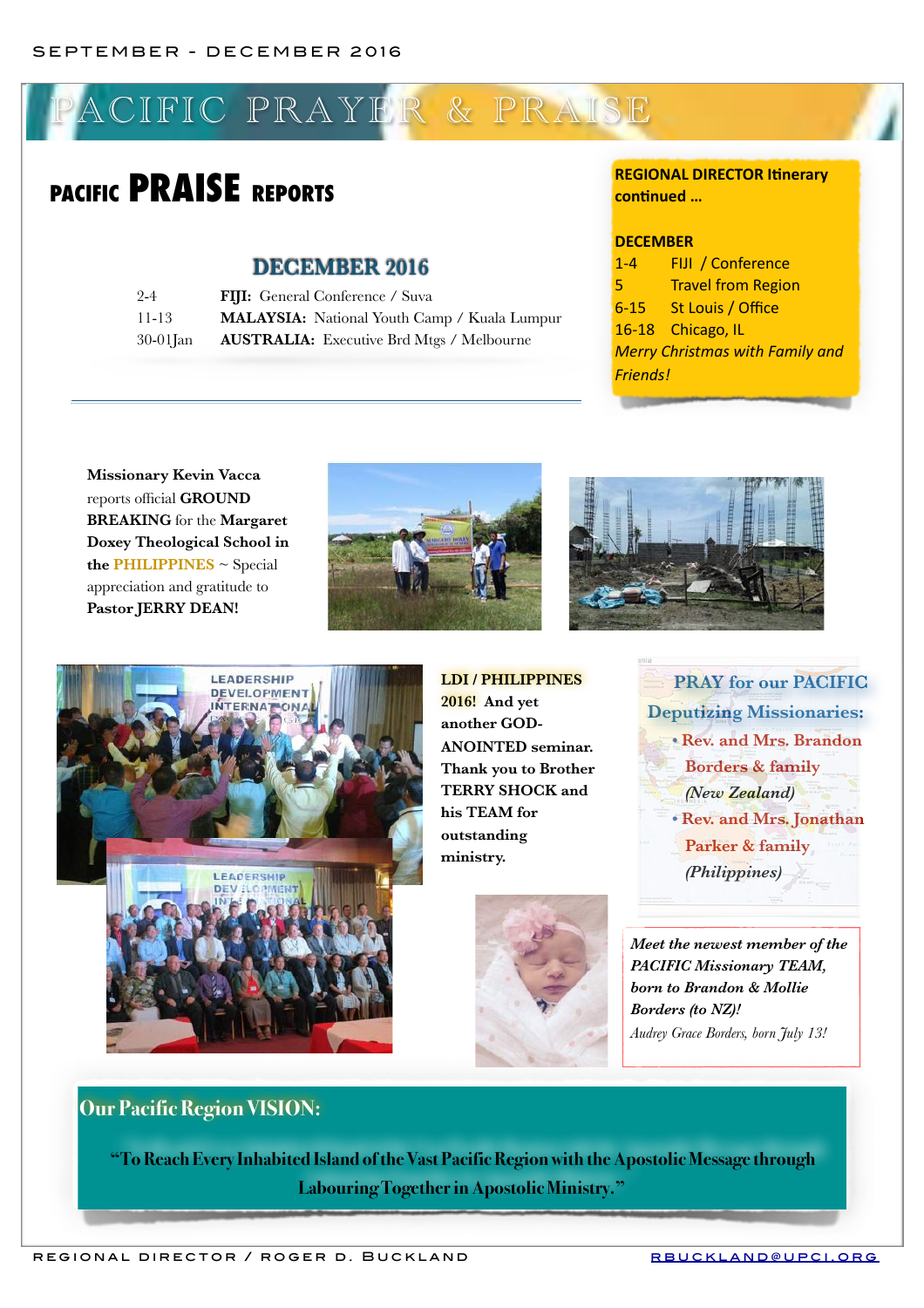# PACIFIC PRAYER & PRAISE

## PACIFIC PRAISE REPORTS

### DECEMBER 2016

| | |
|---|---|
| 2-4 | **FIJI:** General Conference / Suva |
| 11-13 | **MALAYSIA:** National Youth Camp / Kuala Lumpur |
| 30-01Jan | **AUSTRALIA:** Executive Brd Mtgs / Melbourne |

**REGIONAL DIRECTOR Itinerary continued …**

**DECEMBER**

| | |
|---|---|
| 1-4 | FIJI / Conference |
| 5 | Travel from Region |
| 6-15 | St Louis / Office |
| 16-18 | Chicago, IL |

*Merry Christmas with Family and Friends!*

**Missionary Kevin Vacca** reports official **GROUND BREAKING** for the **Margaret Doxey Theological School in the PHILIPPINES** ~ Special appreciation and gratitude to **Pastor JERRY DEAN!**

**LDI / PHILIPPINES 2016! And yet another GOD-ANOINTED seminar. Thank you to Brother TERRY SHOCK and his TEAM for outstanding ministry.**

**PRAY for our PACIFIC Deputizing Missionaries:**

- **Rev. and Mrs. Brandon Borders & family** *(New Zealand)*
- **Rev. and Mrs. Jonathan Parker & family** *(Philippines)*

***Meet the newest member of the PACIFIC Missionary TEAM, born to Brandon & Mollie Borders (to NZ)!***

*Audrey Grace Borders, born July 13!*

**Our Pacific Region VISION:**

**"To Reach Every Inhabited Island of the Vast Pacific Region with the Apostolic Message through Labouring Together in Apostolic Ministry."**

REGIONAL DIRECTOR / ROGER D. BUCKLAND RBUCKLAND@UPCI.ORG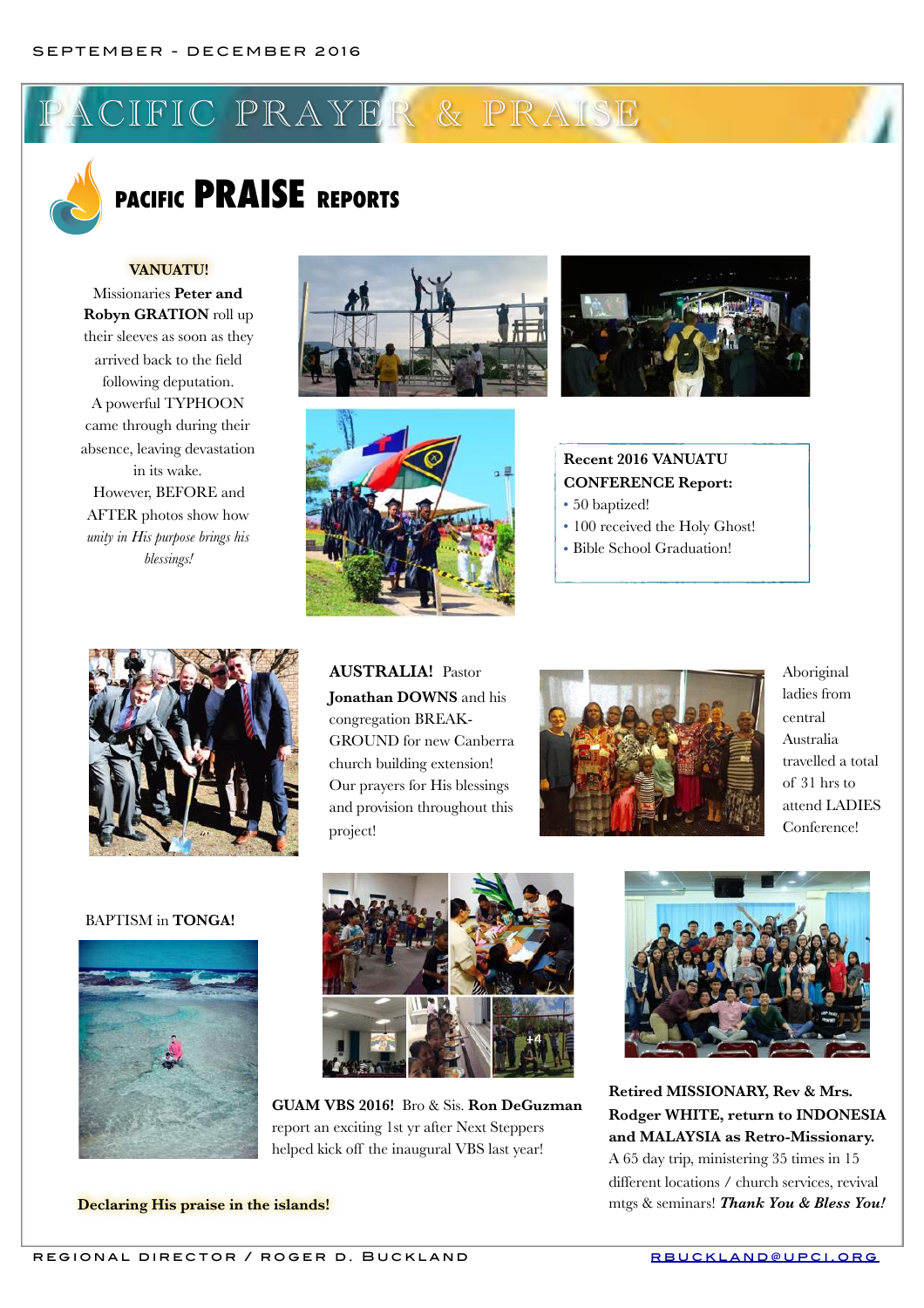# PACIFIC PRAYER & PRAISE

## PACIFIC PRAISE REPORTS

**VANUATU!**

Missionaries **Peter and Robyn GRATION** roll up their sleeves as soon as they arrived back to the field following deputation. A powerful TYPHOON came through during their absence, leaving devastation in its wake. However, BEFORE and AFTER photos show how *unity in His purpose brings his blessings!*

**Recent 2016 VANUATU CONFERENCE Report:**

- 50 baptized!
- 100 received the Holy Ghost!
- Bible School Graduation!

**AUSTRALIA!** Pastor **Jonathan DOWNS** and his congregation BREAK-GROUND for new Canberra church building extension! Our prayers for His blessings and provision throughout this project!

Aboriginal ladies from central Australia travelled a total of 31 hrs to attend LADIES Conference!

BAPTISM in **TONGA!**

**GUAM VBS 2016!** Bro & Sis. **Ron DeGuzman** report an exciting 1st yr after Next Steppers helped kick off the inaugural VBS last year!

**Retired MISSIONARY, Rev & Mrs. Rodger WHITE, return to INDONESIA and MALAYSIA as Retro-Missionary.** A 65 day trip, ministering 35 times in 15 different locations / church services, revival mtgs & seminars! ***Thank You & Bless You!***

**Declaring His praise in the islands!**

REGIONAL DIRECTOR / ROGER D. BUCKLAND RBUCKLAND@UPCI.ORG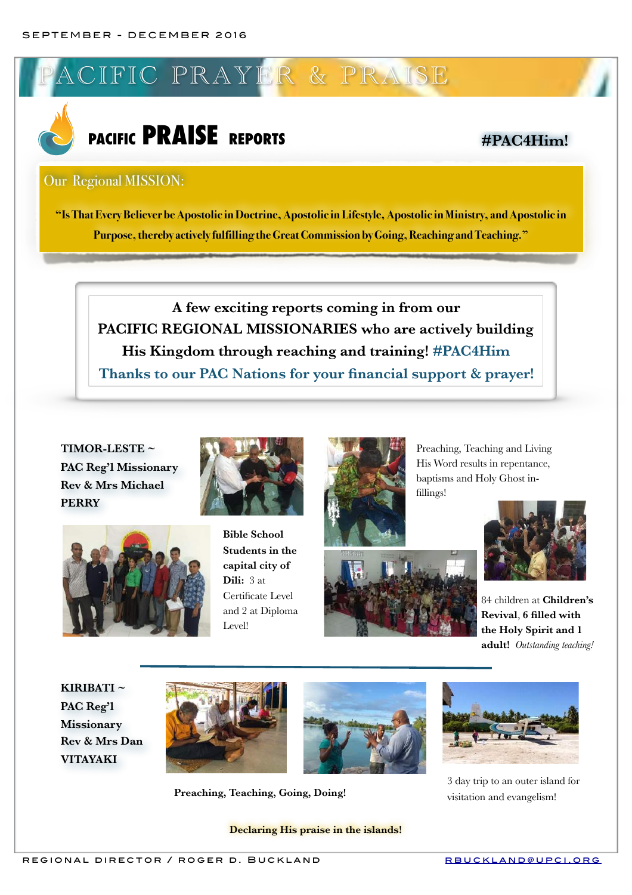# PACIFIC PRAYER & PRAISE

## PACIFIC PRAISE REPORTS

**#PAC4Him!**

### Our Regional MISSION:

**"Is That Every Believer be Apostolic in Doctrine, Apostolic in Lifestyle, Apostolic in Ministry, and Apostolic in Purpose, thereby actively fulfilling the Great Commission by Going, Reaching and Teaching."**

**A few exciting reports coming in from our PACIFIC REGIONAL MISSIONARIES who are actively building His Kingdom through reaching and training! #PAC4Him**

**Thanks to our PAC Nations for your financial support & prayer!**

**TIMOR-LESTE ~ PAC Reg'l Missionary Rev & Mrs Michael PERRY**

Preaching, Teaching and Living His Word results in repentance, baptisms and Holy Ghost in-fillings!

**Bible School Students in the capital city of Dili:** 3 at Certificate Level and 2 at Diploma Level!

84 children at **Children's Revival**, **6 filled with the Holy Spirit and 1 adult!** *Outstanding teaching!*

---

**KIRIBATI ~ PAC Reg'l Missionary Rev & Mrs Dan VITAYAKI**

**Preaching, Teaching, Going, Doing!**

3 day trip to an outer island for visitation and evangelism!

**Declaring His praise in the islands!**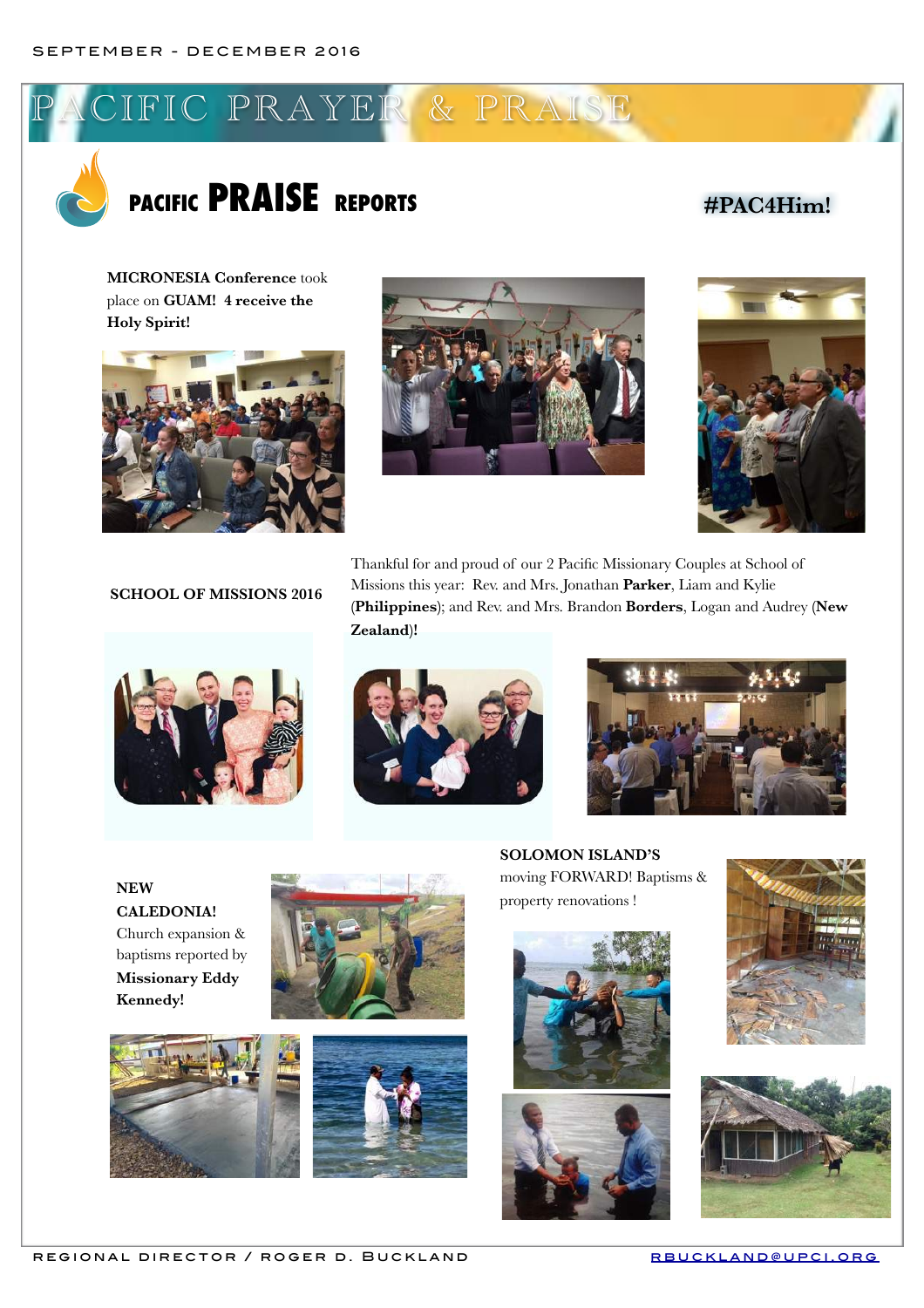# PACIFIC PRAYER & PRAISE

## PACIFIC PRAISE REPORTS

**#PAC4Him!**

**MICRONESIA Conference** took place on **GUAM! 4 receive the Holy Spirit!**

**SCHOOL OF MISSIONS 2016**

Thankful for and proud of our 2 Pacific Missionary Couples at School of Missions this year: Rev. and Mrs. Jonathan **Parker**, Liam and Kylie (**Philippines**); and Rev. and Mrs. Brandon **Borders**, Logan and Audrey (**New Zealand**)!

**NEW CALEDONIA!** Church expansion & baptisms reported by **Missionary Eddy Kennedy!**

**SOLOMON ISLAND'S** moving FORWARD! Baptisms & property renovations !